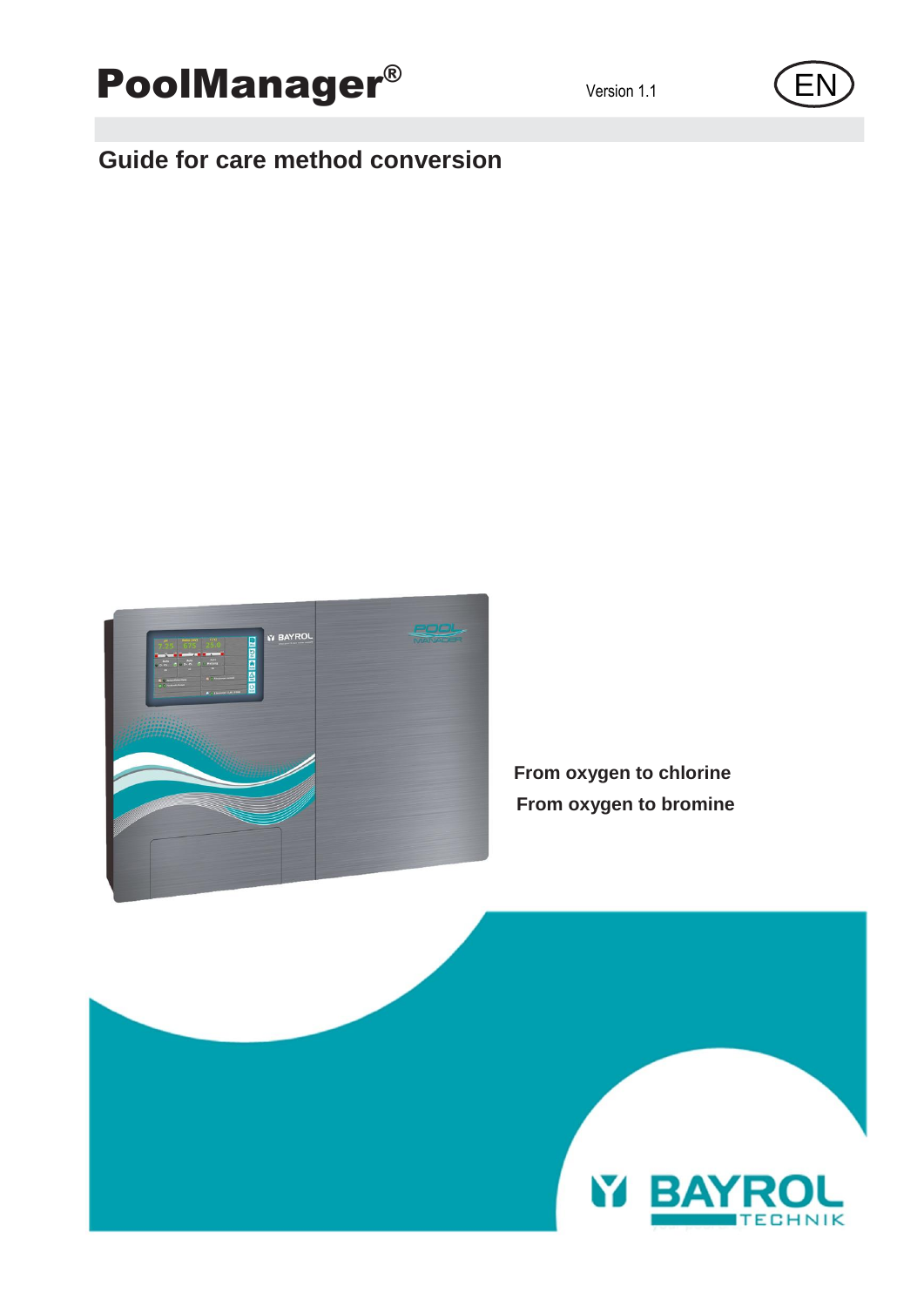# PoolManager®

Version 1.1

EN

## Guide for care method conversion

**From oxygen to chlorine**

**From oxygen to bromine**

BAYROL TECHNIK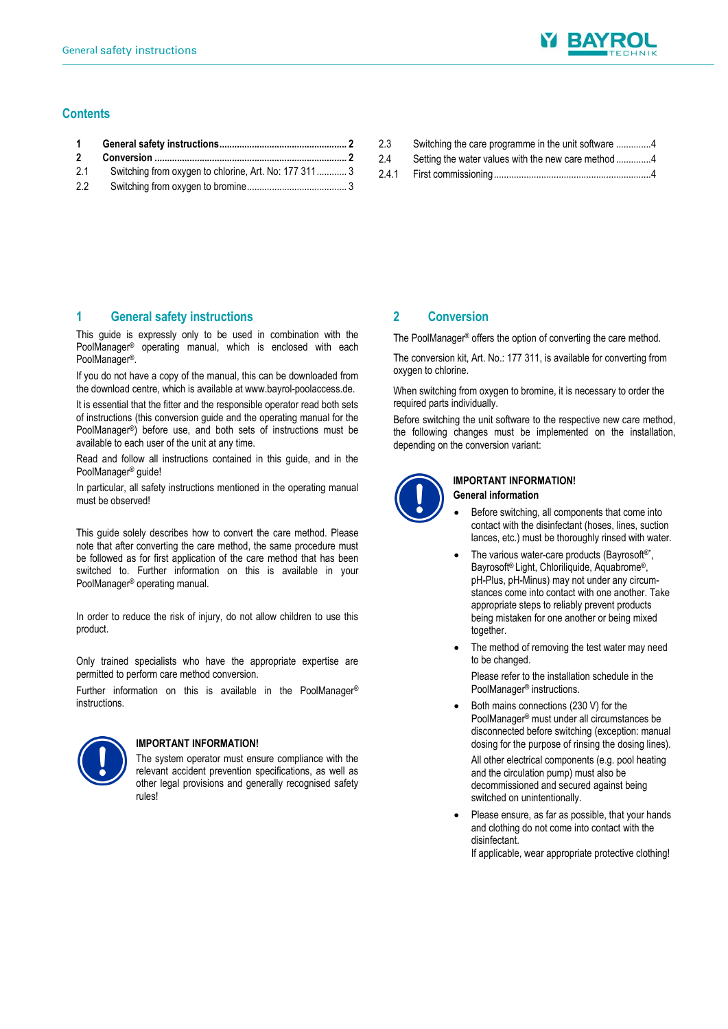## Contents

| | | |
|---|---|---|
| **1** | **General safety instructions** | **2** |
| **2** | **Conversion** | **2** |
| 2.1 | Switching from oxygen to chlorine, Art. No: 177 311 | 3 |
| 2.2 | Switching from oxygen to bromine | 3 |
| 2.3 | Switching the care programme in the unit software | 4 |
| 2.4 | Setting the water values with the new care method | 4 |
| 2.4.1 | First commissioning | 4 |

# 1 General safety instructions

This guide is expressly only to be used in combination with the PoolManager® operating manual, which is enclosed with each PoolManager®.

If you do not have a copy of the manual, this can be downloaded from the download centre, which is available at www.bayrol-poolaccess.de.

It is essential that the fitter and the responsible operator read both sets of instructions (this conversion guide and the operating manual for the PoolManager®) before use, and both sets of instructions must be available to each user of the unit at any time.

Read and follow all instructions contained in this guide, and in the PoolManager® guide!

In particular, all safety instructions mentioned in the operating manual must be observed!

This guide solely describes how to convert the care method. Please note that after converting the care method, the same procedure must be followed as for first application of the care method that has been switched to. Further information on this is available in your PoolManager® operating manual.

In order to reduce the risk of injury, do not allow children to use this product.

Only trained specialists who have the appropriate expertise are permitted to perform care method conversion.

Further information on this is available in the PoolManager® instructions.

**IMPORTANT INFORMATION!**

The system operator must ensure compliance with the relevant accident prevention specifications, as well as other legal provisions and generally recognised safety rules!

# 2 Conversion

The PoolManager® offers the option of converting the care method.

The conversion kit, Art. No.: 177 311, is available for converting from oxygen to chlorine.

When switching from oxygen to bromine, it is necessary to order the required parts individually.

Before switching the unit software to the respective new care method, the following changes must be implemented on the installation, depending on the conversion variant:

**IMPORTANT INFORMATION!**
**General information**

- Before switching, all components that come into contact with the disinfectant (hoses, lines, suction lances, etc.) must be thoroughly rinsed with water.
- The various water-care products (Bayrosoft®*, Bayrosoft® Light, Chloriliquide, Aquabrome®, pH-Plus, pH-Minus) may not under any circumstances come into contact with one another. Take appropriate steps to reliably prevent products being mistaken for one another or being mixed together.
- The method of removing the test water may need to be changed.

  Please refer to the installation schedule in the PoolManager® instructions.
- Both mains connections (230 V) for the PoolManager® must under all circumstances be disconnected before switching (exception: manual dosing for the purpose of rinsing the dosing lines).

  All other electrical components (e.g. pool heating and the circulation pump) must also be decommissioned and secured against being switched on unintentionally.
- Please ensure, as far as possible, that your hands and clothing do not come into contact with the disinfectant.
  If applicable, wear appropriate protective clothing!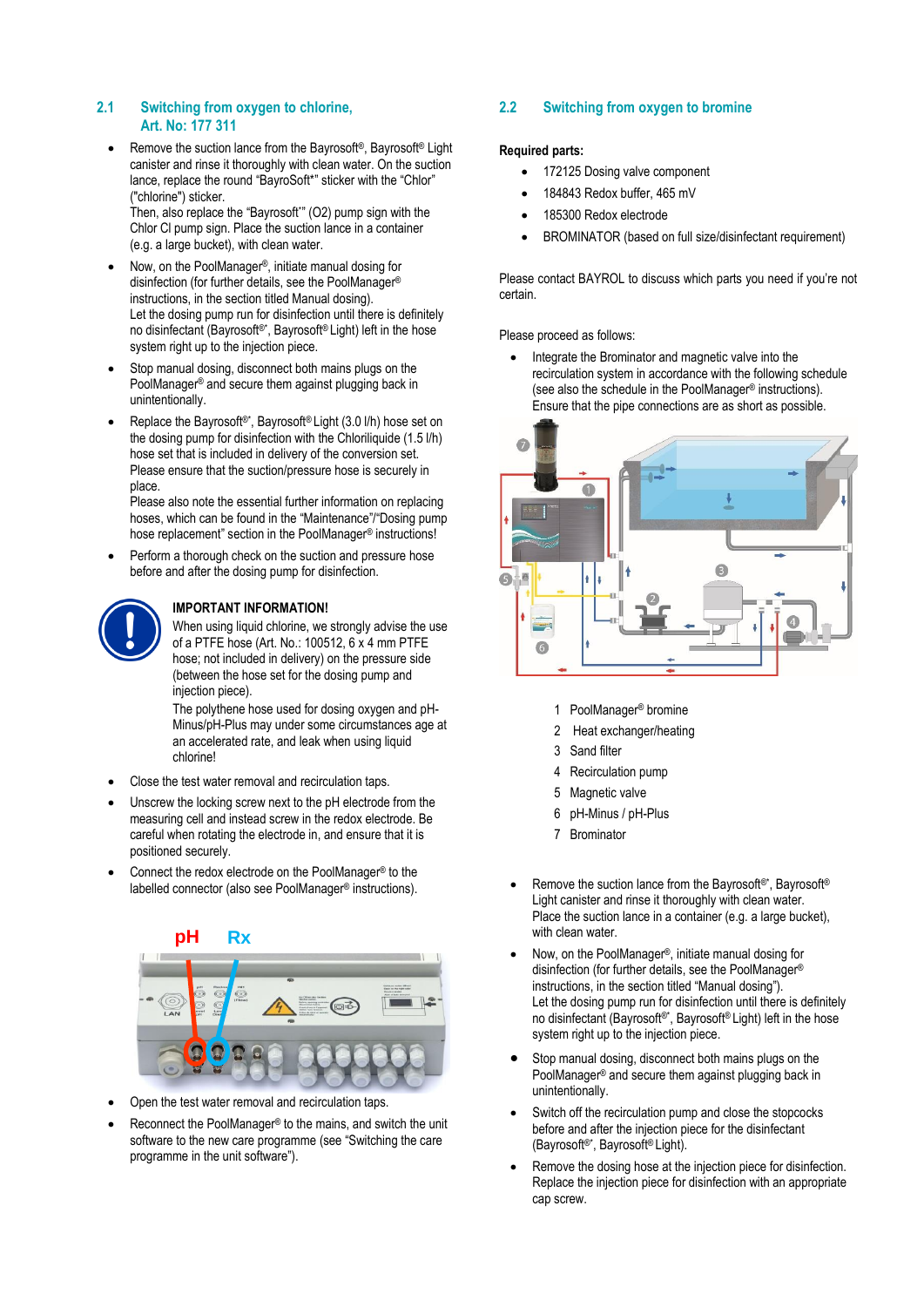## 2.1 Switching from oxygen to chlorine, Art. No: 177 311

- Remove the suction lance from the Bayrosoft®, Bayrosoft® Light canister and rinse it thoroughly with clean water. On the suction lance, replace the round "BayroSoft*" sticker with the "Chlor" ("chlorine") sticker.
  Then, also replace the "Bayrosoft*" (O2) pump sign with the Chlor Cl pump sign. Place the suction lance in a container (e.g. a large bucket), with clean water.
- Now, on the PoolManager®, initiate manual dosing for disinfection (for further details, see the PoolManager® instructions, in the section titled Manual dosing).
  Let the dosing pump run for disinfection until there is definitely no disinfectant (Bayrosoft®*, Bayrosoft® Light) left in the hose system right up to the injection piece.
- Stop manual dosing, disconnect both mains plugs on the PoolManager® and secure them against plugging back in unintentionally.
- Replace the Bayrosoft®*, Bayrosoft® Light (3.0 l/h) hose set on the dosing pump for disinfection with the Chloriliquide (1.5 l/h) hose set that is included in delivery of the conversion set.
  Please ensure that the suction/pressure hose is securely in place.
  Please also note the essential further information on replacing hoses, which can be found in the "Maintenance"/"Dosing pump hose replacement" section in the PoolManager® instructions!
- Perform a thorough check on the suction and pressure hose before and after the dosing pump for disinfection.

**IMPORTANT INFORMATION!**
When using liquid chlorine, we strongly advise the use of a PTFE hose (Art. No.: 100512, 6 x 4 mm PTFE hose; not included in delivery) on the pressure side (between the hose set for the dosing pump and injection piece).
The polythene hose used for dosing oxygen and pH-Minus/pH-Plus may under some circumstances age at an accelerated rate, and leak when using liquid chlorine!

- Close the test water removal and recirculation taps.
- Unscrew the locking screw next to the pH electrode from the measuring cell and instead screw in the redox electrode. Be careful when rotating the electrode in, and ensure that it is positioned securely.
- Connect the redox electrode on the PoolManager® to the labelled connector (also see PoolManager® instructions).

pH
Rx

- Open the test water removal and recirculation taps.
- Reconnect the PoolManager® to the mains, and switch the unit software to the new care programme (see "Switching the care programme in the unit software").

## 2.2 Switching from oxygen to bromine

**Required parts:**

- 172125 Dosing valve component
- 184843 Redox buffer, 465 mV
- 185300 Redox electrode
- BROMINATOR (based on full size/disinfectant requirement)

Please contact BAYROL to discuss which parts you need if you're not certain.

Please proceed as follows:

- Integrate the Brominator and magnetic valve into the recirculation system in accordance with the following schedule (see also the schedule in the PoolManager® instructions). Ensure that the pipe connections are as short as possible.

1 PoolManager® bromine
2 Heat exchanger/heating
3 Sand filter
4 Recirculation pump
5 Magnetic valve
6 pH-Minus / pH-Plus
7 Brominator

- Remove the suction lance from the Bayrosoft®*, Bayrosoft® Light canister and rinse it thoroughly with clean water. Place the suction lance in a container (e.g. a large bucket), with clean water.
- Now, on the PoolManager®, initiate manual dosing for disinfection (for further details, see the PoolManager® instructions, in the section titled "Manual dosing").
  Let the dosing pump run for disinfection until there is definitely no disinfectant (Bayrosoft®*, Bayrosoft® Light) left in the hose system right up to the injection piece.
- Stop manual dosing, disconnect both mains plugs on the PoolManager® and secure them against plugging back in unintentionally.
- Switch off the recirculation pump and close the stopcocks before and after the injection piece for the disinfectant (Bayrosoft®*, Bayrosoft® Light).
- Remove the dosing hose at the injection piece for disinfection. Replace the injection piece for disinfection with an appropriate cap screw.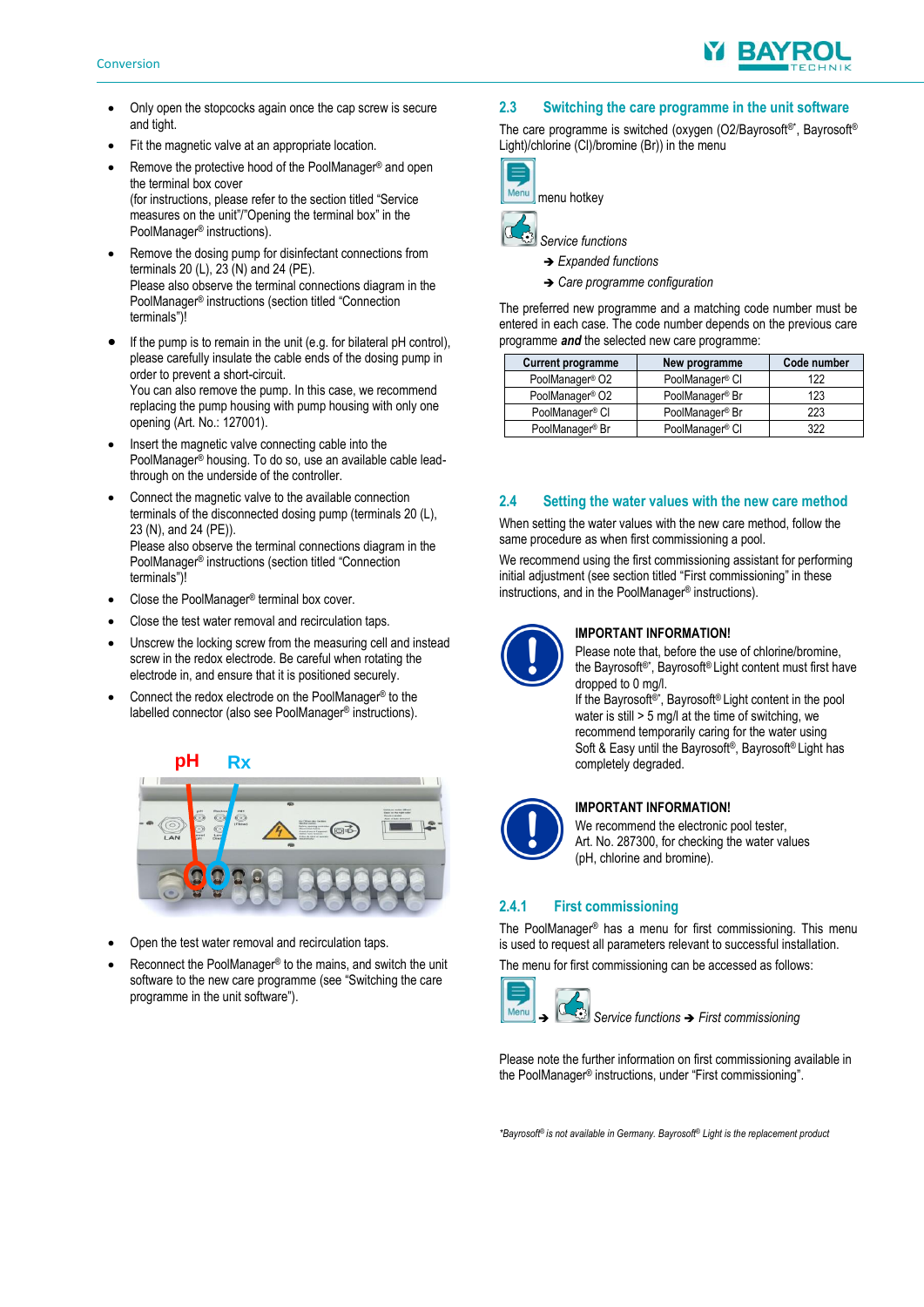- Only open the stopcocks again once the cap screw is secure and tight.
- Fit the magnetic valve at an appropriate location.
- Remove the protective hood of the PoolManager® and open the terminal box cover
(for instructions, please refer to the section titled "Service measures on the unit"/"Opening the terminal box" in the PoolManager® instructions).
- Remove the dosing pump for disinfectant connections from terminals 20 (L), 23 (N) and 24 (PE).
Please also observe the terminal connections diagram in the PoolManager® instructions (section titled "Connection terminals")!
- If the pump is to remain in the unit (e.g. for bilateral pH control), please carefully insulate the cable ends of the dosing pump in order to prevent a short-circuit.
You can also remove the pump. In this case, we recommend replacing the pump housing with pump housing with only one opening (Art. No.: 127001).
- Insert the magnetic valve connecting cable into the PoolManager® housing. To do so, use an available cable lead-through on the underside of the controller.
- Connect the magnetic valve to the available connection terminals of the disconnected dosing pump (terminals 20 (L), 23 (N), and 24 (PE)).
Please also observe the terminal connections diagram in the PoolManager® instructions (section titled "Connection terminals")!
- Close the PoolManager® terminal box cover.
- Close the test water removal and recirculation taps.
- Unscrew the locking screw from the measuring cell and instead screw in the redox electrode. Be careful when rotating the electrode in, and ensure that it is positioned securely.
- Connect the redox electrode on the PoolManager® to the labelled connector (also see PoolManager® instructions).

pH
Rx

- Open the test water removal and recirculation taps.
- Reconnect the PoolManager® to the mains, and switch the unit software to the new care programme (see "Switching the care programme in the unit software").

## 2.3 Switching the care programme in the unit software

The care programme is switched (oxygen (O2/Bayrosoft®*, Bayrosoft® Light)/chlorine (Cl)/bromine (Br)) in the menu

Menu menu hotkey

*Service functions*

➔ *Expanded functions*

➔ *Care programme configuration*

The preferred new programme and a matching code number must be entered in each case. The code number depends on the previous care programme ***and*** the selected new care programme:

| Current programme | New programme | Code number |
|---|---|---|
| PoolManager® O2 | PoolManager® Cl | 122 |
| PoolManager® O2 | PoolManager® Br | 123 |
| PoolManager® Cl | PoolManager® Br | 223 |
| PoolManager® Br | PoolManager® Cl | 322 |

## 2.4 Setting the water values with the new care method

When setting the water values with the new care method, follow the same procedure as when first commissioning a pool.

We recommend using the first commissioning assistant for performing initial adjustment (see section titled "First commissioning" in these instructions, and in the PoolManager® instructions).

**IMPORTANT INFORMATION!**
Please note that, before the use of chlorine/bromine, the Bayrosoft®*, Bayrosoft® Light content must first have dropped to 0 mg/l.
If the Bayrosoft®*, Bayrosoft® Light content in the pool water is still > 5 mg/l at the time of switching, we recommend temporarily caring for the water using Soft & Easy until the Bayrosoft®, Bayrosoft® Light has completely degraded.

**IMPORTANT INFORMATION!**
We recommend the electronic pool tester, Art. No. 287300, for checking the water values (pH, chlorine and bromine).

### 2.4.1 First commissioning

The PoolManager® has a menu for first commissioning. This menu is used to request all parameters relevant to successful installation.

The menu for first commissioning can be accessed as follows:

Menu ➔ *Service functions* ➔ *First commissioning*

Please note the further information on first commissioning available in the PoolManager® instructions, under "First commissioning".

*\*Bayrosoft® is not available in Germany. Bayrosoft® Light is the replacement product*